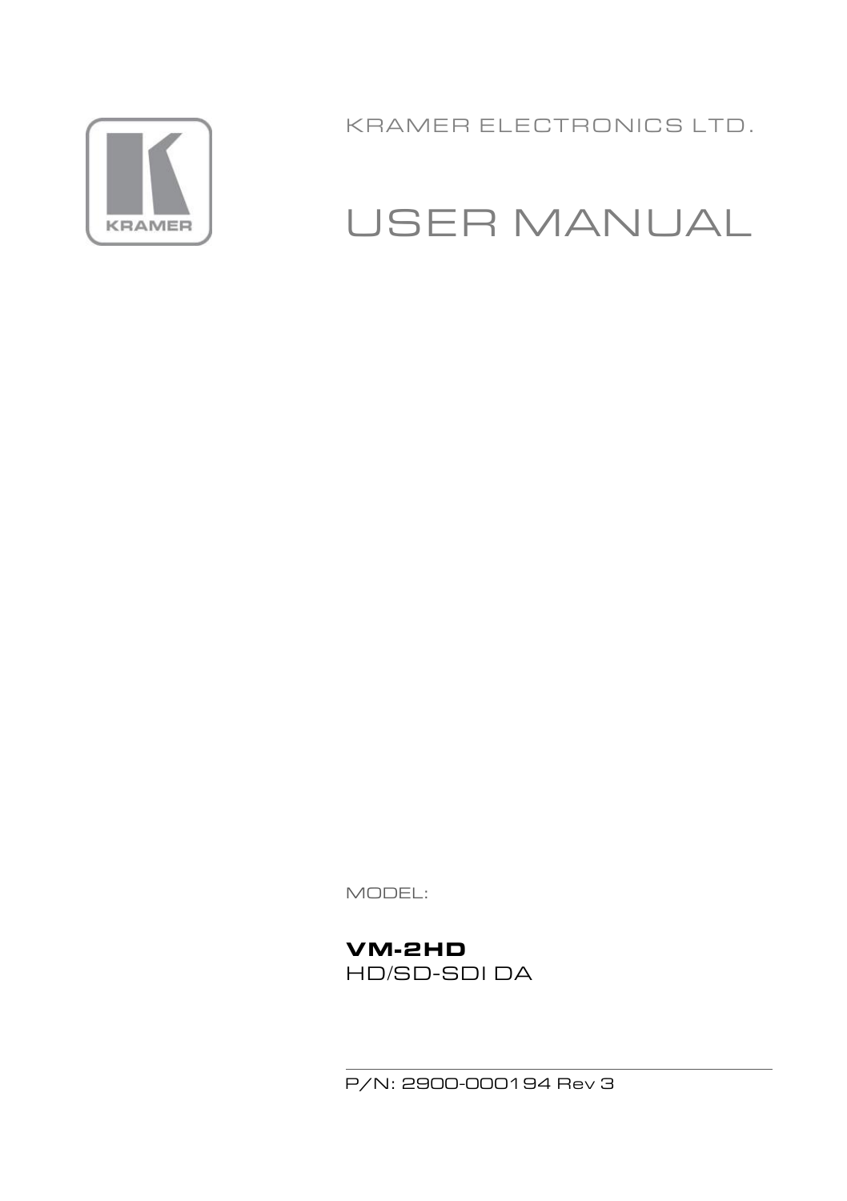KRAMER ELECTRONICS LTD.

# USER MANUAL

MODEL:

**VM-2HD**

HD/SD-SDI DA

P/N: 2900-000194 Rev 3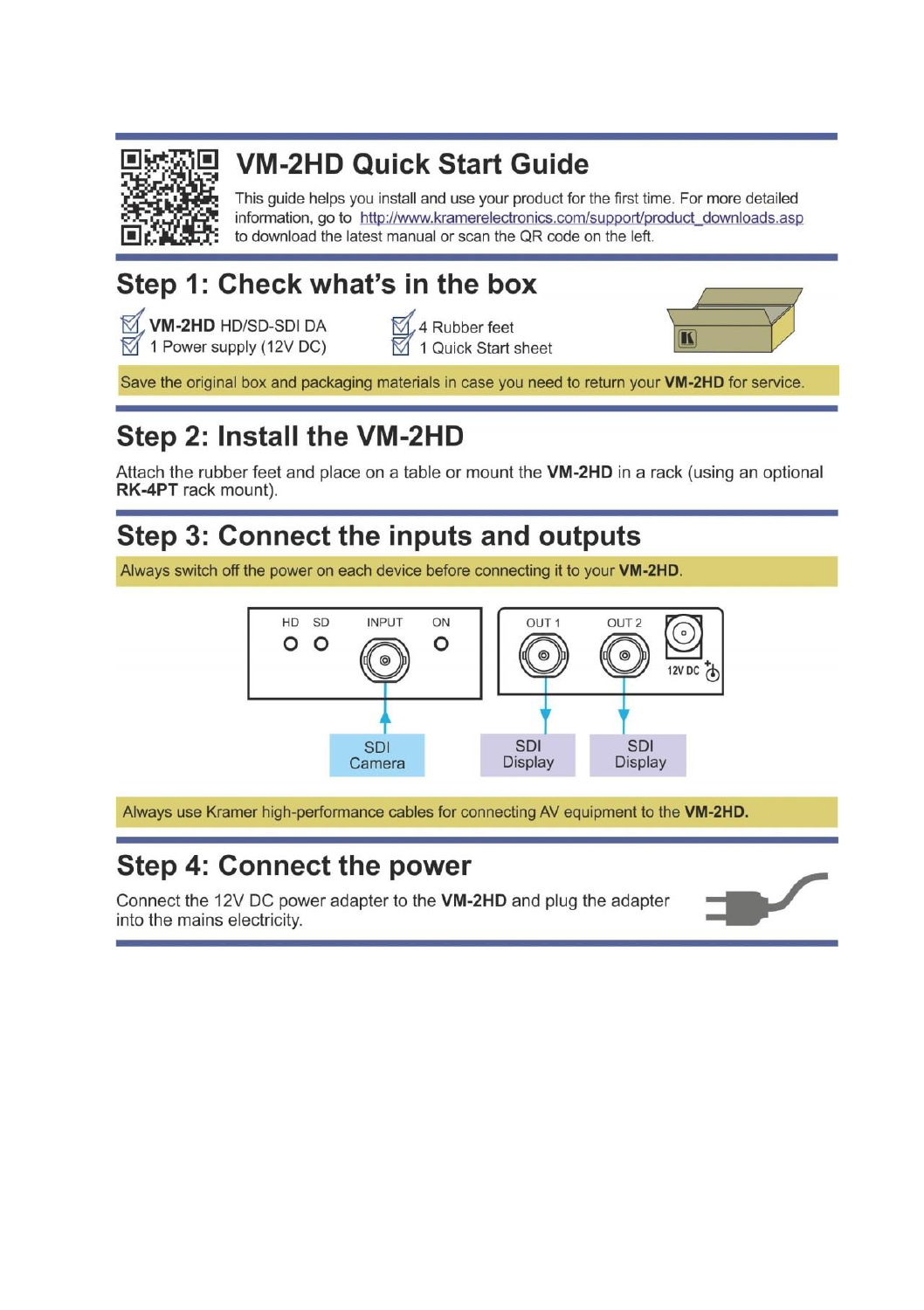# VM-2HD Quick Start Guide

This guide helps you install and use your product for the first time. For more detailed information, go to http://www.kramerelectronics.com/support/product_downloads.asp to download the latest manual or scan the QR code on the left.

## Step 1: Check what's in the box

- ☑ **VM-2HD** HD/SD-SDI DA
- ☑ 1 Power supply (12V DC)
- ☑ 4 Rubber feet
- ☑ 1 Quick Start sheet

Save the original box and packaging materials in case you need to return your **VM-2HD** for service.

## Step 2: Install the VM-2HD

Attach the rubber feet and place on a table or mount the **VM-2HD** in a rack (using an optional **RK-4PT** rack mount).

## Step 3: Connect the inputs and outputs

Always switch off the power on each device before connecting it to your **VM-2HD**.

HD SD INPUT ON

OUT 1 OUT 2 12V DC

SDI Camera

SDI Display

SDI Display

Always use Kramer high-performance cables for connecting AV equipment to the **VM-2HD.**

## Step 4: Connect the power

Connect the 12V DC power adapter to the **VM-2HD** and plug the adapter into the mains electricity.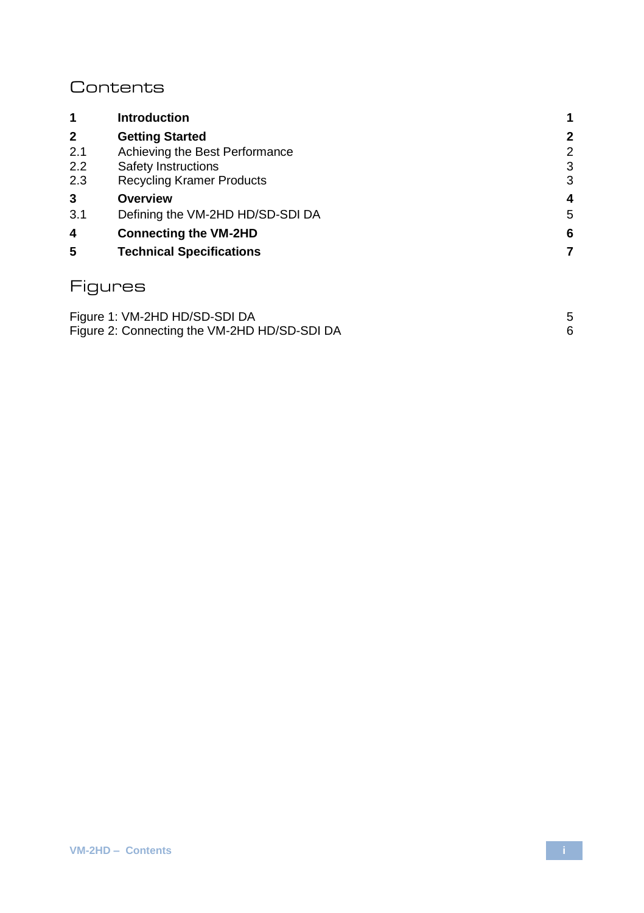# Contents

| | | |
|---|---|---|
| **1** | **Introduction** | **1** |
| **2** | **Getting Started** | **2** |
| 2.1 | Achieving the Best Performance | 2 |
| 2.2 | Safety Instructions | 3 |
| 2.3 | Recycling Kramer Products | 3 |
| **3** | **Overview** | **4** |
| 3.1 | Defining the VM-2HD HD/SD-SDI DA | 5 |
| **4** | **Connecting the VM-2HD** | **6** |
| **5** | **Technical Specifications** | **7** |

# Figures

| | |
|---|---|
| Figure 1: VM-2HD HD/SD-SDI DA | 5 |
| Figure 2: Connecting the VM-2HD HD/SD-SDI DA | 6 |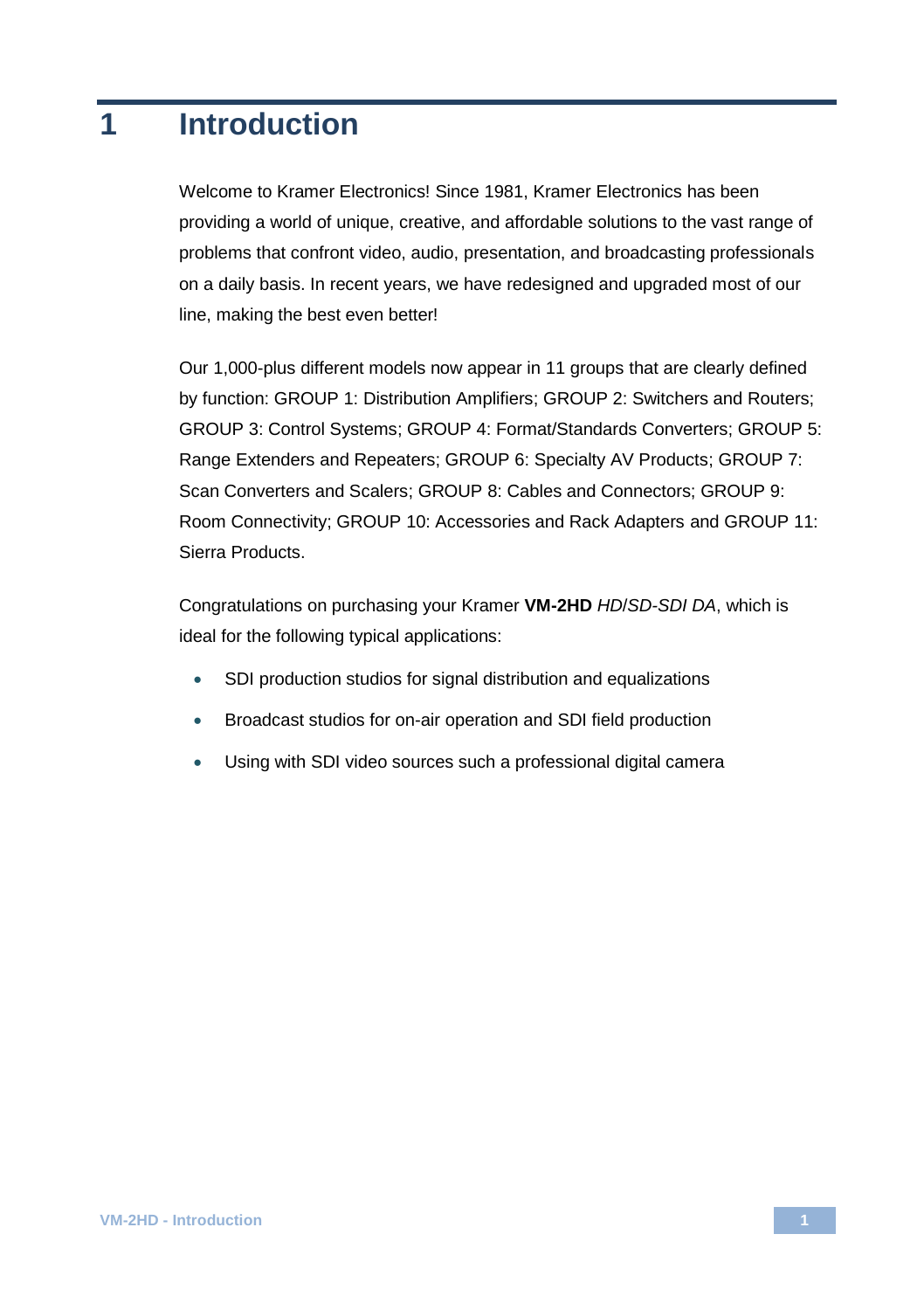# 1 Introduction

Welcome to Kramer Electronics! Since 1981, Kramer Electronics has been providing a world of unique, creative, and affordable solutions to the vast range of problems that confront video, audio, presentation, and broadcasting professionals on a daily basis. In recent years, we have redesigned and upgraded most of our line, making the best even better!

Our 1,000-plus different models now appear in 11 groups that are clearly defined by function: GROUP 1: Distribution Amplifiers; GROUP 2: Switchers and Routers; GROUP 3: Control Systems; GROUP 4: Format/Standards Converters; GROUP 5: Range Extenders and Repeaters; GROUP 6: Specialty AV Products; GROUP 7: Scan Converters and Scalers; GROUP 8: Cables and Connectors; GROUP 9: Room Connectivity; GROUP 10: Accessories and Rack Adapters and GROUP 11: Sierra Products.

Congratulations on purchasing your Kramer **VM-2HD** *HD/SD-SDI DA*, which is ideal for the following typical applications:

- SDI production studios for signal distribution and equalizations
- Broadcast studios for on-air operation and SDI field production
- Using with SDI video sources such a professional digital camera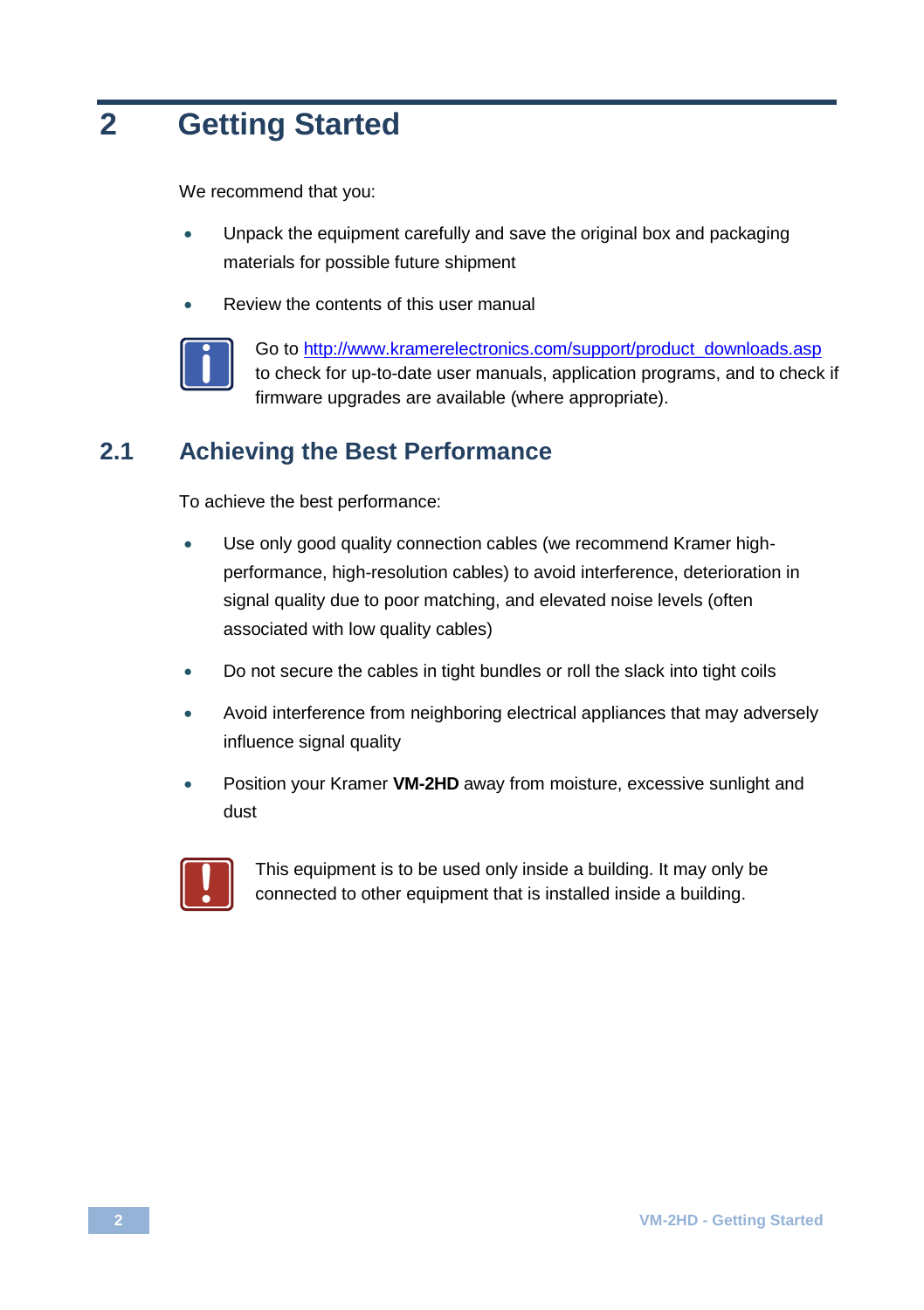# 2 Getting Started

We recommend that you:

- Unpack the equipment carefully and save the original box and packaging materials for possible future shipment
- Review the contents of this user manual

Go to http://www.kramerelectronics.com/support/product_downloads.asp to check for up-to-date user manuals, application programs, and to check if firmware upgrades are available (where appropriate).

## 2.1 Achieving the Best Performance

To achieve the best performance:

- Use only good quality connection cables (we recommend Kramer high-performance, high-resolution cables) to avoid interference, deterioration in signal quality due to poor matching, and elevated noise levels (often associated with low quality cables)
- Do not secure the cables in tight bundles or roll the slack into tight coils
- Avoid interference from neighboring electrical appliances that may adversely influence signal quality
- Position your Kramer **VM-2HD** away from moisture, excessive sunlight and dust

This equipment is to be used only inside a building. It may only be connected to other equipment that is installed inside a building.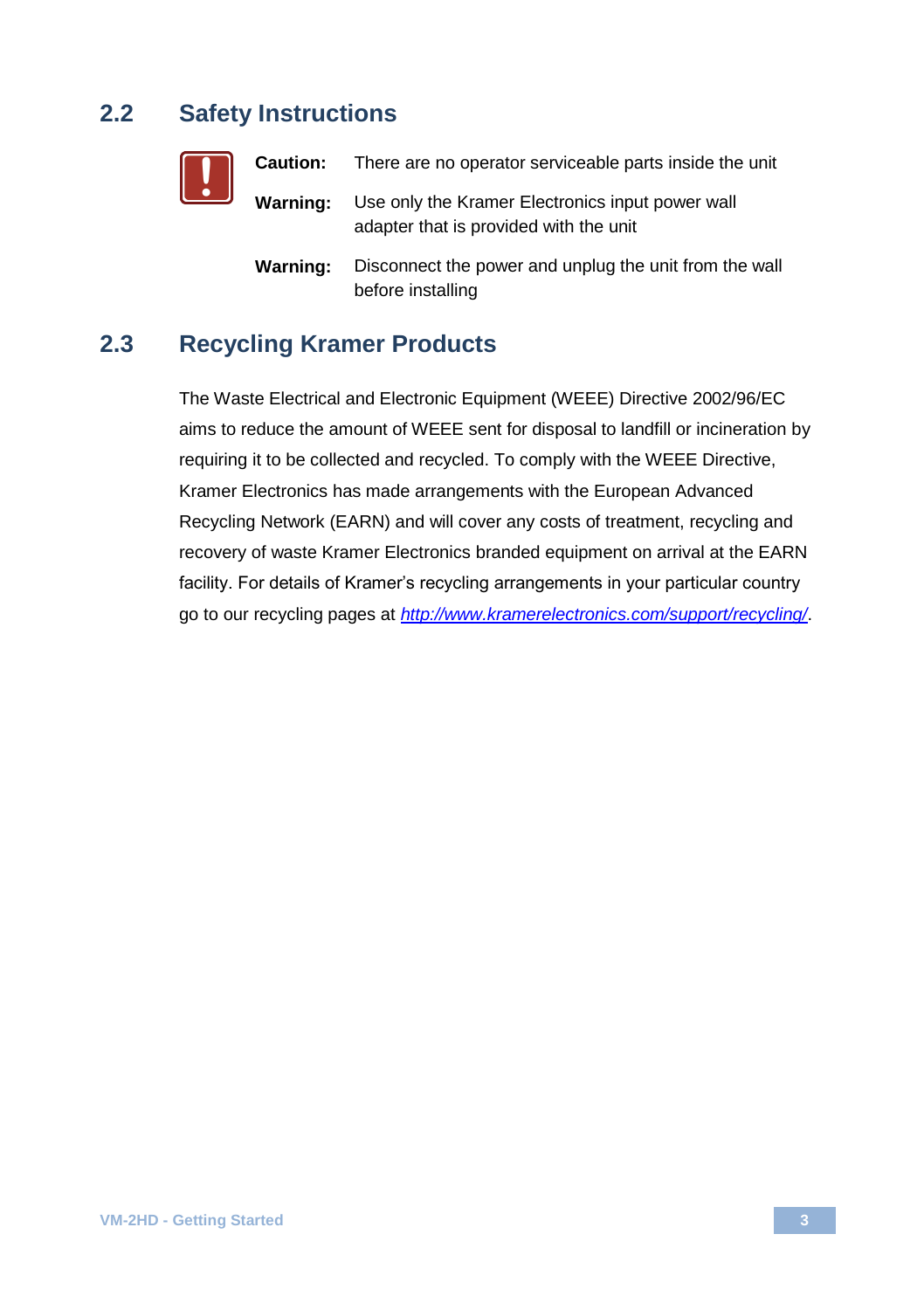## 2.2 Safety Instructions

**Caution:** There are no operator serviceable parts inside the unit

**Warning:** Use only the Kramer Electronics input power wall adapter that is provided with the unit

**Warning:** Disconnect the power and unplug the unit from the wall before installing

## 2.3 Recycling Kramer Products

The Waste Electrical and Electronic Equipment (WEEE) Directive 2002/96/EC aims to reduce the amount of WEEE sent for disposal to landfill or incineration by requiring it to be collected and recycled. To comply with the WEEE Directive, Kramer Electronics has made arrangements with the European Advanced Recycling Network (EARN) and will cover any costs of treatment, recycling and recovery of waste Kramer Electronics branded equipment on arrival at the EARN facility. For details of Kramer's recycling arrangements in your particular country go to our recycling pages at *http://www.kramerelectronics.com/support/recycling/*.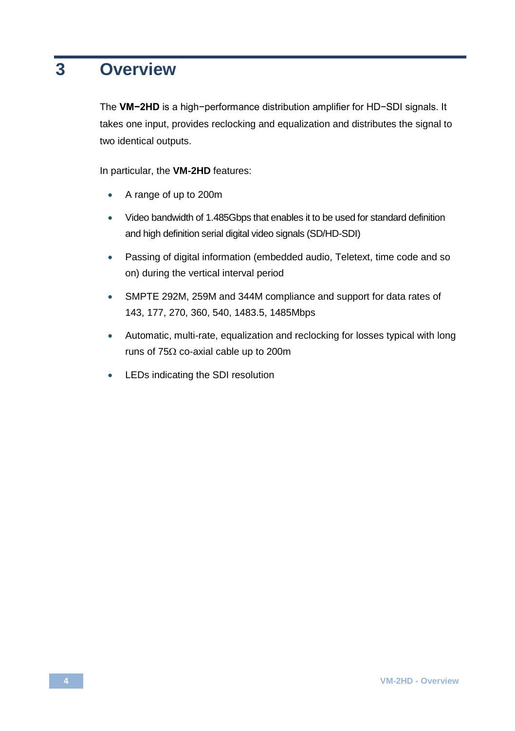# 3 Overview

The **VM−2HD** is a high−performance distribution amplifier for HD−SDI signals. It takes one input, provides reclocking and equalization and distributes the signal to two identical outputs.

In particular, the **VM-2HD** features:

- A range of up to 200m
- Video bandwidth of 1.485Gbps that enables it to be used for standard definition and high definition serial digital video signals (SD/HD-SDI)
- Passing of digital information (embedded audio, Teletext, time code and so on) during the vertical interval period
- SMPTE 292M, 259M and 344M compliance and support for data rates of 143, 177, 270, 360, 540, 1483.5, 1485Mbps
- Automatic, multi-rate, equalization and reclocking for losses typical with long runs of 75Ω co-axial cable up to 200m
- LEDs indicating the SDI resolution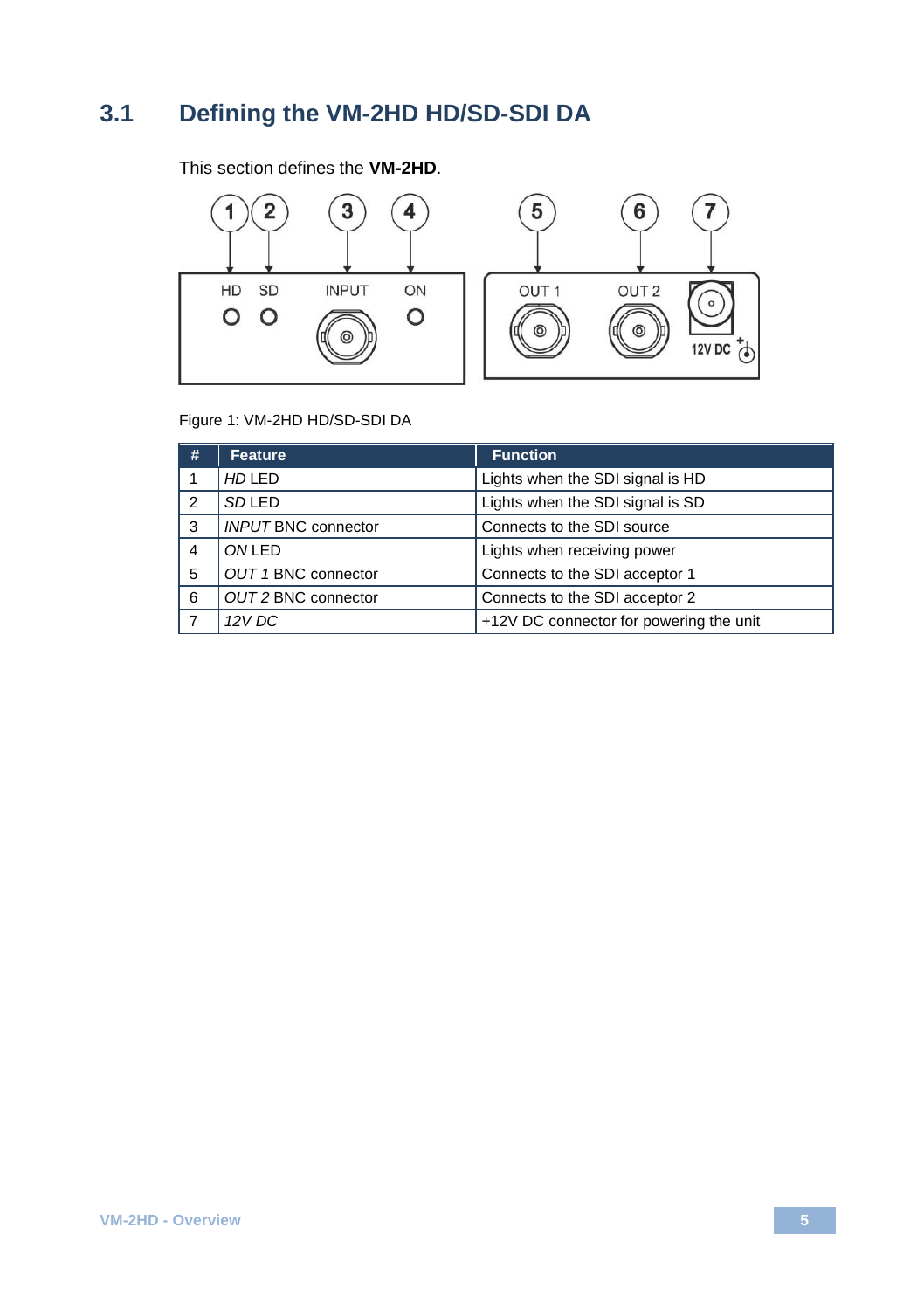## 3.1 Defining the VM-2HD HD/SD-SDI DA

This section defines the **VM-2HD**.

Figure 1: VM-2HD HD/SD-SDI DA

| # | Feature | Function |
| --- | --- | --- |
| 1 | *HD* LED | Lights when the SDI signal is HD |
| 2 | *SD* LED | Lights when the SDI signal is SD |
| 3 | *INPUT* BNC connector | Connects to the SDI source |
| 4 | *ON* LED | Lights when receiving power |
| 5 | *OUT 1* BNC connector | Connects to the SDI acceptor 1 |
| 6 | *OUT 2* BNC connector | Connects to the SDI acceptor 2 |
| 7 | *12V DC* | +12V DC connector for powering the unit |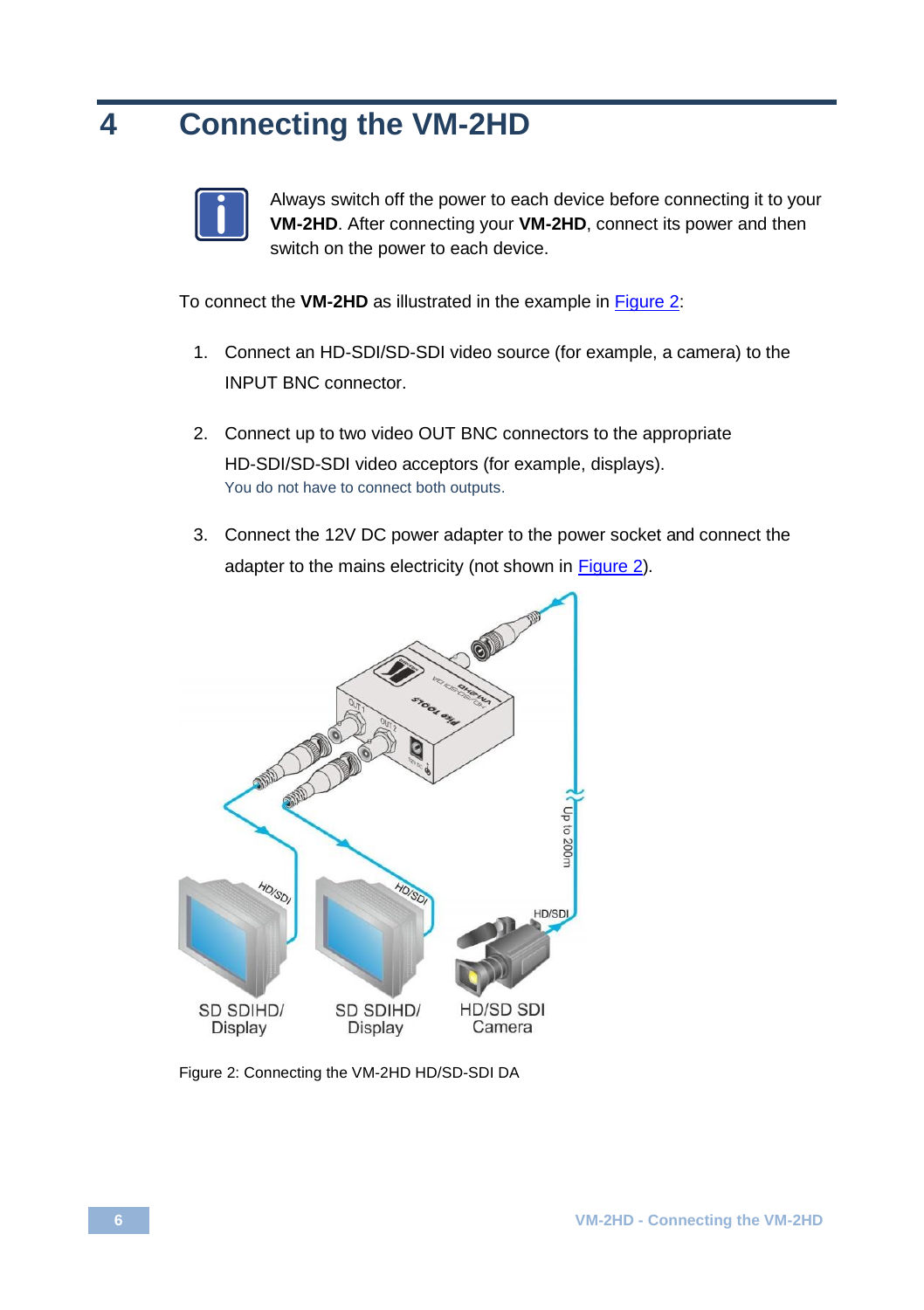# 4 Connecting the VM-2HD

Always switch off the power to each device before connecting it to your **VM-2HD**. After connecting your **VM-2HD**, connect its power and then switch on the power to each device.

To connect the **VM-2HD** as illustrated in the example in Figure 2:

1. Connect an HD-SDI/SD-SDI video source (for example, a camera) to the INPUT BNC connector.
2. Connect up to two video OUT BNC connectors to the appropriate HD-SDI/SD-SDI video acceptors (for example, displays).
   You do not have to connect both outputs.
3. Connect the 12V DC power adapter to the power socket and connect the adapter to the mains electricity (not shown in Figure 2).

Figure 2: Connecting the VM-2HD HD/SD-SDI DA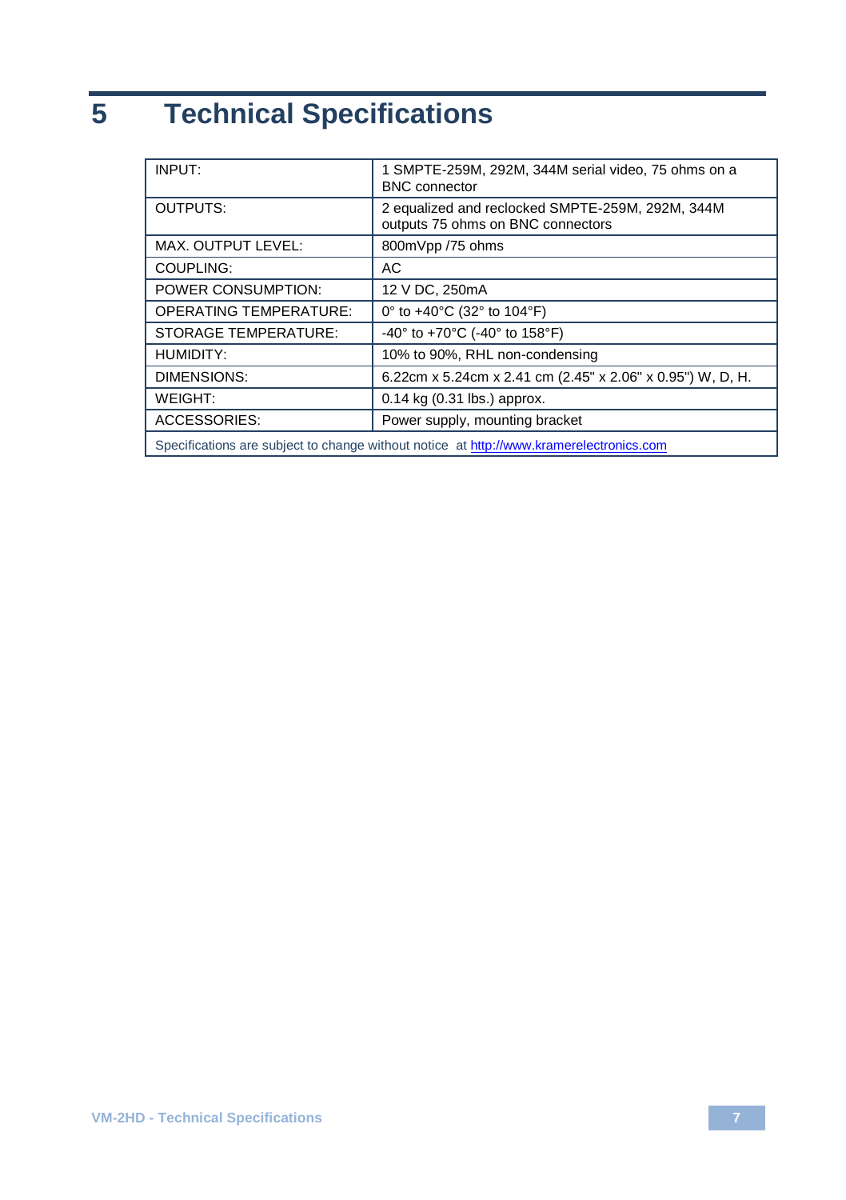# 5 Technical Specifications

| | |
|---|---|
| INPUT: | 1 SMPTE-259M, 292M, 344M serial video, 75 ohms on a BNC connector |
| OUTPUTS: | 2 equalized and reclocked SMPTE-259M, 292M, 344M outputs 75 ohms on BNC connectors |
| MAX. OUTPUT LEVEL: | 800mVpp /75 ohms |
| COUPLING: | AC |
| POWER CONSUMPTION: | 12 V DC, 250mA |
| OPERATING TEMPERATURE: | 0° to +40°C (32° to 104°F) |
| STORAGE TEMPERATURE: | -40° to +70°C (-40° to 158°F) |
| HUMIDITY: | 10% to 90%, RHL non-condensing |
| DIMENSIONS: | 6.22cm x 5.24cm x 2.41 cm (2.45" x 2.06" x 0.95") W, D, H. |
| WEIGHT: | 0.14 kg (0.31 lbs.) approx. |
| ACCESSORIES: | Power supply, mounting bracket |
| Specifications are subject to change without notice at http://www.kramerelectronics.com | |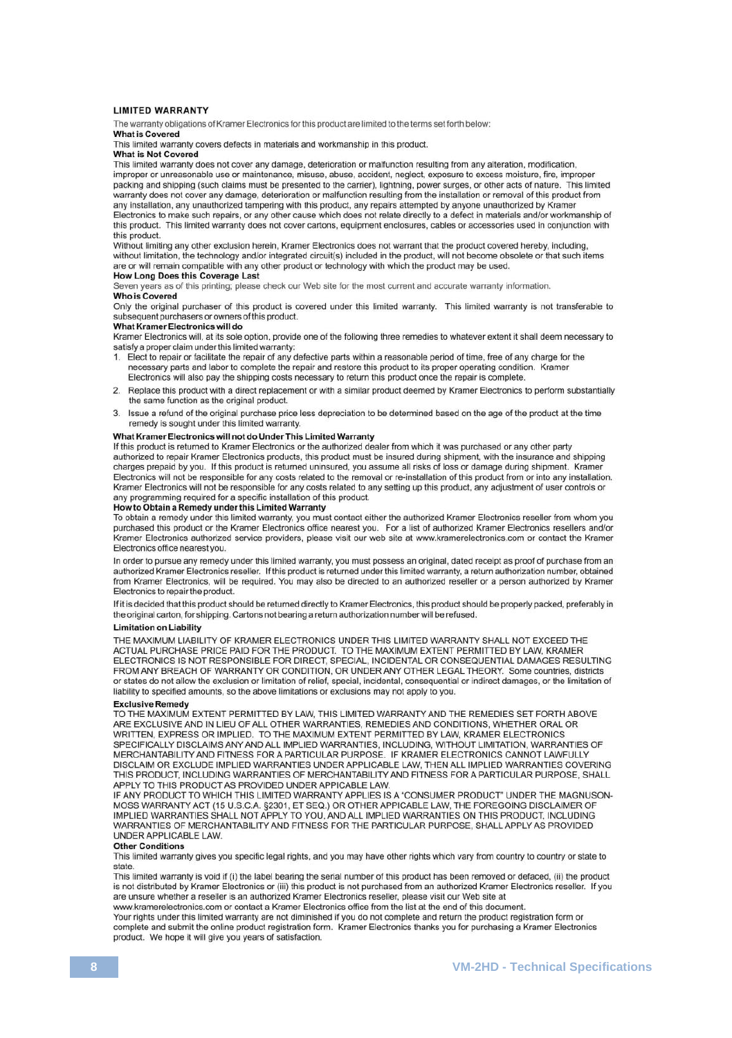## LIMITED WARRANTY

The warranty obligations of Kramer Electronics for this product are limited to the terms set forth below:

### What is Covered

This limited warranty covers defects in materials and workmanship in this product.

### What is Not Covered

This limited warranty does not cover any damage, deterioration or malfunction resulting from any alteration, modification, improper or unreasonable use or maintenance, misuse, abuse, accident, neglect, exposure to excess moisture, fire, improper packing and shipping (such claims must be presented to the carrier), lightning, power surges, or other acts of nature. This limited warranty does not cover any damage, deterioration or malfunction resulting from the installation or removal of this product from any installation, any unauthorized tampering with this product, any repairs attempted by anyone unauthorized by Kramer Electronics to make such repairs, or any other cause which does not relate directly to a defect in materials and/or workmanship of this product. This limited warranty does not cover cartons, equipment enclosures, cables or accessories used in conjunction with this product.

Without limiting any other exclusion herein, Kramer Electronics does not warrant that the product covered hereby, including, without limitation, the technology and/or integrated circuit(s) included in the product, will not become obsolete or that such items are or will remain compatible with any other product or technology with which the product may be used.

### How Long Does this Coverage Last

Seven years as of this printing; please check our Web site for the most current and accurate warranty information.

### Who is Covered

Only the original purchaser of this product is covered under this limited warranty. This limited warranty is not transferable to subsequent purchasers or owners of this product.

### What Kramer Electronics will do

Kramer Electronics will, at its sole option, provide one of the following three remedies to whatever extent it shall deem necessary to satisfy a proper claim under this limited warranty:

1. Elect to repair or facilitate the repair of any defective parts within a reasonable period of time, free of any charge for the necessary parts and labor to complete the repair and restore this product to its proper operating condition. Kramer Electronics will also pay the shipping costs necessary to return this product once the repair is complete.
2. Replace this product with a direct replacement or with a similar product deemed by Kramer Electronics to perform substantially the same function as the original product.
3. Issue a refund of the original purchase price less depreciation to be determined based on the age of the product at the time remedy is sought under this limited warranty.

### What Kramer Electronics will not do Under This Limited Warranty

If this product is returned to Kramer Electronics or the authorized dealer from which it was purchased or any other party authorized to repair Kramer Electronics products, this product must be insured during shipment, with the insurance and shipping charges prepaid by you. If this product is returned uninsured, you assume all risks of loss or damage during shipment. Kramer Electronics will not be responsible for any costs related to the removal or re-installation of this product from or into any installation. Kramer Electronics will not be responsible for any costs related to any setting up this product, any adjustment of user controls or any programming required for a specific installation of this product.

### How to Obtain a Remedy under this Limited Warranty

To obtain a remedy under this limited warranty, you must contact either the authorized Kramer Electronics reseller from whom you purchased this product or the Kramer Electronics office nearest you. For a list of authorized Kramer Electronics resellers and/or Kramer Electronics authorized service providers, please visit our web site at www.kramerelectronics.com or contact the Kramer Electronics office nearest you.

In order to pursue any remedy under this limited warranty, you must possess an original, dated receipt as proof of purchase from an authorized Kramer Electronics reseller. If this product is returned under this limited warranty, a return authorization number, obtained from Kramer Electronics, will be required. You may also be directed to an authorized reseller or a person authorized by Kramer Electronics to repair the product.

If it is decided that this product should be returned directly to Kramer Electronics, this product should be properly packed, preferably in the original carton, for shipping. Cartons not bearing a return authorization number will be refused.

### Limitation on Liability

THE MAXIMUM LIABILITY OF KRAMER ELECTRONICS UNDER THIS LIMITED WARRANTY SHALL NOT EXCEED THE ACTUAL PURCHASE PRICE PAID FOR THE PRODUCT. TO THE MAXIMUM EXTENT PERMITTED BY LAW, KRAMER ELECTRONICS IS NOT RESPONSIBLE FOR DIRECT, SPECIAL, INCIDENTAL OR CONSEQUENTIAL DAMAGES RESULTING FROM ANY BREACH OF WARRANTY OR CONDITION, OR UNDER ANY OTHER LEGAL THEORY. Some countries, districts or states do not allow the exclusion or limitation of relief, special, incidental, consequential or indirect damages, or the limitation of liability to specified amounts, so the above limitations or exclusions may not apply to you.

### Exclusive Remedy

TO THE MAXIMUM EXTENT PERMITTED BY LAW, THIS LIMITED WARRANTY AND THE REMEDIES SET FORTH ABOVE ARE EXCLUSIVE AND IN LIEU OF ALL OTHER WARRANTIES, REMEDIES AND CONDITIONS, WHETHER ORAL OR WRITTEN, EXPRESS OR IMPLIED. TO THE MAXIMUM EXTENT PERMITTED BY LAW, KRAMER ELECTRONICS SPECIFICALLY DISCLAIMS ANY AND ALL IMPLIED WARRANTIES, INCLUDING, WITHOUT LIMITATION, WARRANTIES OF MERCHANTABILITY AND FITNESS FOR A PARTICULAR PURPOSE. IF KRAMER ELECTRONICS CANNOT LAWFULLY DISCLAIM OR EXCLUDE IMPLIED WARRANTIES UNDER APPLICABLE LAW, THEN ALL IMPLIED WARRANTIES COVERING THIS PRODUCT, INCLUDING WARRANTIES OF MERCHANTABILITY AND FITNESS FOR A PARTICULAR PURPOSE, SHALL APPLY TO THIS PRODUCT AS PROVIDED UNDER APPICABLE LAW.

IF ANY PRODUCT TO WHICH THIS LIMITED WARRANTY APPLIES IS A "CONSUMER PRODUCT" UNDER THE MAGNUSON-MOSS WARRANTY ACT (15 U.S.C.A. §2301, ET SEQ.) OR OTHER APPICABLE LAW, THE FOREGOING DISCLAIMER OF IMPLIED WARRANTIES SHALL NOT APPLY TO YOU, AND ALL IMPLIED WARRANTIES ON THIS PRODUCT, INCLUDING WARRANTIES OF MERCHANTABILITY AND FITNESS FOR THE PARTICULAR PURPOSE, SHALL APPLY AS PROVIDED UNDER APPLICABLE LAW.

### Other Conditions

This limited warranty gives you specific legal rights, and you may have other rights which vary from country to country or state to state.

This limited warranty is void if (i) the label bearing the serial number of this product has been removed or defaced, (ii) the product is not distributed by Kramer Electronics or (iii) this product is not purchased from an authorized Kramer Electronics reseller. If you are unsure whether a reseller is an authorized Kramer Electronics reseller, please visit our Web site at www.kramerelectronics.com or contact a Kramer Electronics office from the list at the end of this document.

Your rights under this limited warranty are not diminished if you do not complete and return the product registration form or complete and submit the online product registration form. Kramer Electronics thanks you for purchasing a Kramer Electronics product. We hope it will give you years of satisfaction.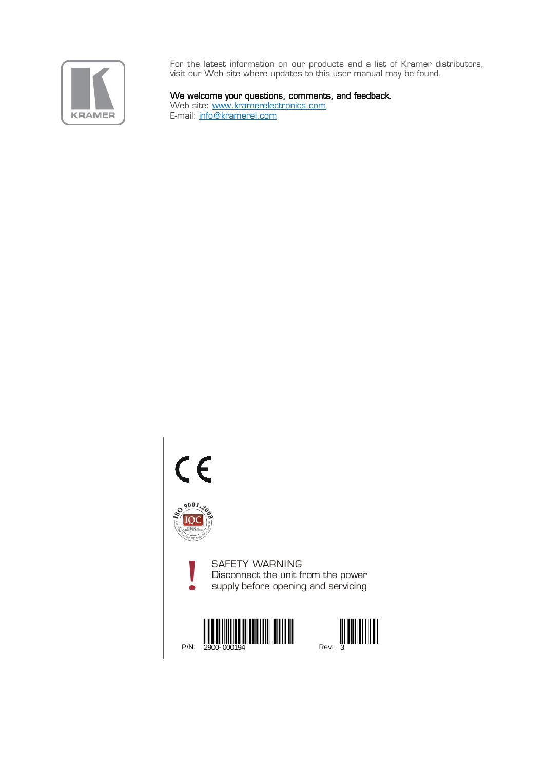For the latest information on our products and a list of Kramer distributors, visit our Web site where updates to this user manual may be found.

**We welcome your questions, comments, and feedback.**
Web site: www.kramerelectronics.com
E-mail: info@kramerel.com

SAFETY WARNING
Disconnect the unit from the power supply before opening and servicing

P/N: 2900-000194 Rev: 3